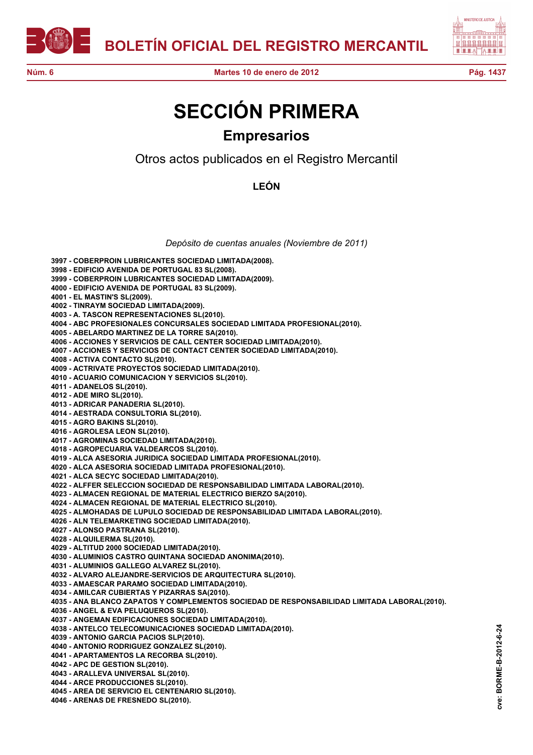# SECCIÓN PRIMERA

## Empresarios

### Otros actos publicados en el Registro Mercantil

### LEÓN

*Depósito de cuentas anuales (Noviembre de 2011)*

**3997 - COBERPROIN LUBRICANTES SOCIEDAD LIMITADA(2008).**
**3998 - EDIFICIO AVENIDA DE PORTUGAL 83 SL(2008).**
**3999 - COBERPROIN LUBRICANTES SOCIEDAD LIMITADA(2009).**
**4000 - EDIFICIO AVENIDA DE PORTUGAL 83 SL(2009).**
**4001 - EL MASTIN'S SL(2009).**
**4002 - TINRAYM SOCIEDAD LIMITADA(2009).**
**4003 - A. TASCON REPRESENTACIONES SL(2010).**
**4004 - ABC PROFESIONALES CONCURSALES SOCIEDAD LIMITADA PROFESIONAL(2010).**
**4005 - ABELARDO MARTINEZ DE LA TORRE SA(2010).**
**4006 - ACCIONES Y SERVICIOS DE CALL CENTER SOCIEDAD LIMITADA(2010).**
**4007 - ACCIONES Y SERVICIOS DE CONTACT CENTER SOCIEDAD LIMITADA(2010).**
**4008 - ACTIVA CONTACTO SL(2010).**
**4009 - ACTRIVATE PROYECTOS SOCIEDAD LIMITADA(2010).**
**4010 - ACUARIO COMUNICACION Y SERVICIOS SL(2010).**
**4011 - ADANELOS SL(2010).**
**4012 - ADE MIRO SL(2010).**
**4013 - ADRICAR PANADERIA SL(2010).**
**4014 - AESTRADA CONSULTORIA SL(2010).**
**4015 - AGRO BAKINS SL(2010).**
**4016 - AGROLESA LEON SL(2010).**
**4017 - AGROMINAS SOCIEDAD LIMITADA(2010).**
**4018 - AGROPECUARIA VALDEARCOS SL(2010).**
**4019 - ALCA ASESORIA JURIDICA SOCIEDAD LIMITADA PROFESIONAL(2010).**
**4020 - ALCA ASESORIA SOCIEDAD LIMITADA PROFESIONAL(2010).**
**4021 - ALCA SECYC SOCIEDAD LIMITADA(2010).**
**4022 - ALFFER SELECCION SOCIEDAD DE RESPONSABILIDAD LIMITADA LABORAL(2010).**
**4023 - ALMACEN REGIONAL DE MATERIAL ELECTRICO BIERZO SA(2010).**
**4024 - ALMACEN REGIONAL DE MATERIAL ELECTRICO SL(2010).**
**4025 - ALMOHADAS DE LUPULO SOCIEDAD DE RESPONSABILIDAD LIMITADA LABORAL(2010).**
**4026 - ALN TELEMARKETING SOCIEDAD LIMITADA(2010).**
**4027 - ALONSO PASTRANA SL(2010).**
**4028 - ALQUILERMA SL(2010).**
**4029 - ALTITUD 2000 SOCIEDAD LIMITADA(2010).**
**4030 - ALUMINIOS CASTRO QUINTANA SOCIEDAD ANONIMA(2010).**
**4031 - ALUMINIOS GALLEGO ALVAREZ SL(2010).**
**4032 - ALVARO ALEJANDRE-SERVICIOS DE ARQUITECTURA SL(2010).**
**4033 - AMAESCAR PARAMO SOCIEDAD LIMITADA(2010).**
**4034 - AMILCAR CUBIERTAS Y PIZARRAS SA(2010).**
**4035 - ANA BLANCO ZAPATOS Y COMPLEMENTOS SOCIEDAD DE RESPONSABILIDAD LIMITADA LABORAL(2010).**
**4036 - ANGEL & EVA PELUQUEROS SL(2010).**
**4037 - ANGEMAN EDIFICACIONES SOCIEDAD LIMITADA(2010).**
**4038 - ANTELCO TELECOMUNICACIONES SOCIEDAD LIMITADA(2010).**
**4039 - ANTONIO GARCIA PACIOS SLP(2010).**
**4040 - ANTONIO RODRIGUEZ GONZALEZ SL(2010).**
**4041 - APARTAMENTOS LA RECORBA SL(2010).**
**4042 - APC DE GESTION SL(2010).**
**4043 - ARALLEVA UNIVERSAL SL(2010).**
**4044 - ARCE PRODUCCIONES SL(2010).**
**4045 - AREA DE SERVICIO EL CENTENARIO SL(2010).**
**4046 - ARENAS DE FRESNEDO SL(2010).**

cve: BORME-B-2012-6-24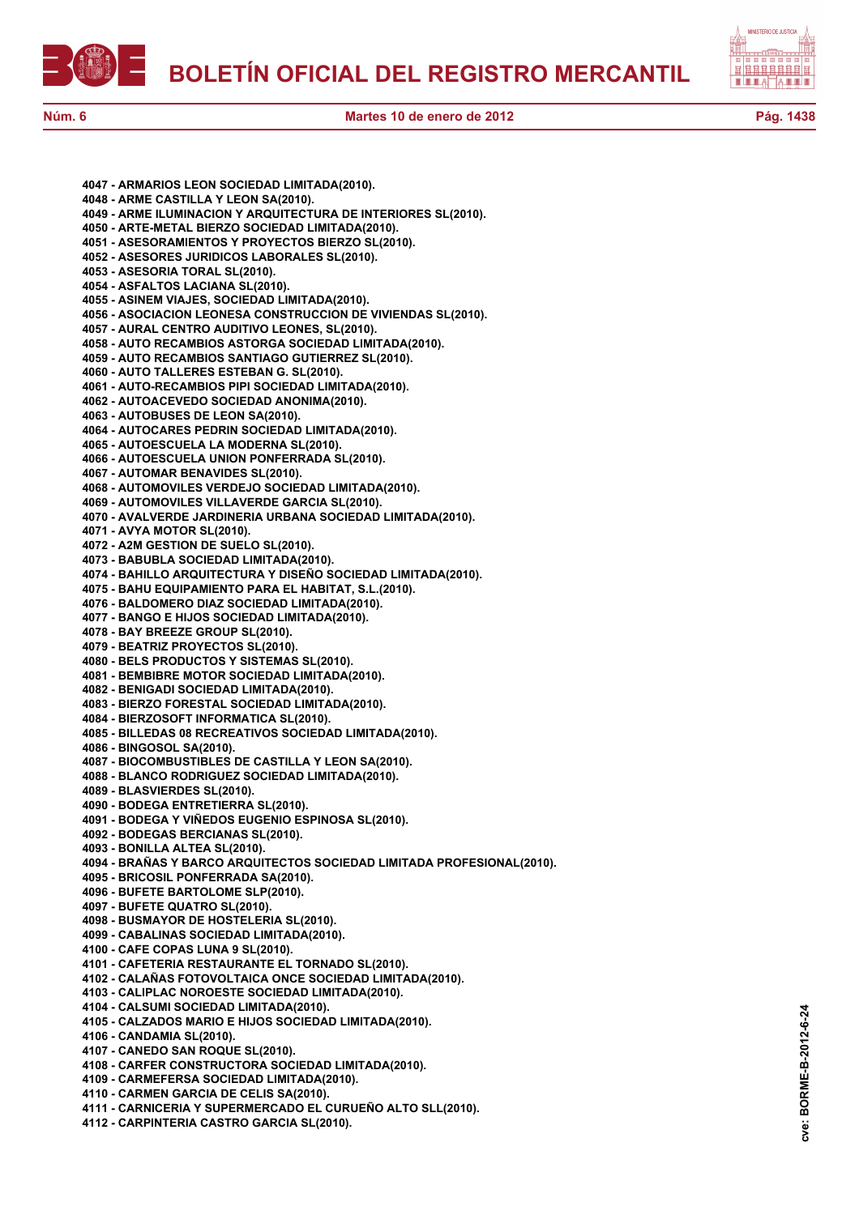**4047 - ARMARIOS LEON SOCIEDAD LIMITADA(2010).**
**4048 - ARME CASTILLA Y LEON SA(2010).**
**4049 - ARME ILUMINACION Y ARQUITECTURA DE INTERIORES SL(2010).**
**4050 - ARTE-METAL BIERZO SOCIEDAD LIMITADA(2010).**
**4051 - ASESORAMIENTOS Y PROYECTOS BIERZO SL(2010).**
**4052 - ASESORES JURIDICOS LABORALES SL(2010).**
**4053 - ASESORIA TORAL SL(2010).**
**4054 - ASFALTOS LACIANA SL(2010).**
**4055 - ASINEM VIAJES, SOCIEDAD LIMITADA(2010).**
**4056 - ASOCIACION LEONESA CONSTRUCCION DE VIVIENDAS SL(2010).**
**4057 - AURAL CENTRO AUDITIVO LEONES, SL(2010).**
**4058 - AUTO RECAMBIOS ASTORGA SOCIEDAD LIMITADA(2010).**
**4059 - AUTO RECAMBIOS SANTIAGO GUTIERREZ SL(2010).**
**4060 - AUTO TALLERES ESTEBAN G. SL(2010).**
**4061 - AUTO-RECAMBIOS PIPI SOCIEDAD LIMITADA(2010).**
**4062 - AUTOACEVEDO SOCIEDAD ANONIMA(2010).**
**4063 - AUTOBUSES DE LEON SA(2010).**
**4064 - AUTOCARES PEDRIN SOCIEDAD LIMITADA(2010).**
**4065 - AUTOESCUELA LA MODERNA SL(2010).**
**4066 - AUTOESCUELA UNION PONFERRADA SL(2010).**
**4067 - AUTOMAR BENAVIDES SL(2010).**
**4068 - AUTOMOVILES VERDEJO SOCIEDAD LIMITADA(2010).**
**4069 - AUTOMOVILES VILLAVERDE GARCIA SL(2010).**
**4070 - AVALVERDE JARDINERIA URBANA SOCIEDAD LIMITADA(2010).**
**4071 - AVYA MOTOR SL(2010).**
**4072 - A2M GESTION DE SUELO SL(2010).**
**4073 - BABUBLA SOCIEDAD LIMITADA(2010).**
**4074 - BAHILLO ARQUITECTURA Y DISEÑO SOCIEDAD LIMITADA(2010).**
**4075 - BAHU EQUIPAMIENTO PARA EL HABITAT, S.L.(2010).**
**4076 - BALDOMERO DIAZ SOCIEDAD LIMITADA(2010).**
**4077 - BANGO E HIJOS SOCIEDAD LIMITADA(2010).**
**4078 - BAY BREEZE GROUP SL(2010).**
**4079 - BEATRIZ PROYECTOS SL(2010).**
**4080 - BELS PRODUCTOS Y SISTEMAS SL(2010).**
**4081 - BEMBIBRE MOTOR SOCIEDAD LIMITADA(2010).**
**4082 - BENIGADI SOCIEDAD LIMITADA(2010).**
**4083 - BIERZO FORESTAL SOCIEDAD LIMITADA(2010).**
**4084 - BIERZOSOFT INFORMATICA SL(2010).**
**4085 - BILLEDAS 08 RECREATIVOS SOCIEDAD LIMITADA(2010).**
**4086 - BINGOSOL SA(2010).**
**4087 - BIOCOMBUSTIBLES DE CASTILLA Y LEON SA(2010).**
**4088 - BLANCO RODRIGUEZ SOCIEDAD LIMITADA(2010).**
**4089 - BLASVIERDES SL(2010).**
**4090 - BODEGA ENTRETIERRA SL(2010).**
**4091 - BODEGA Y VIÑEDOS EUGENIO ESPINOSA SL(2010).**
**4092 - BODEGAS BERCIANAS SL(2010).**
**4093 - BONILLA ALTEA SL(2010).**
**4094 - BRAÑAS Y BARCO ARQUITECTOS SOCIEDAD LIMITADA PROFESIONAL(2010).**
**4095 - BRICOSIL PONFERRADA SA(2010).**
**4096 - BUFETE BARTOLOME SLP(2010).**
**4097 - BUFETE QUATRO SL(2010).**
**4098 - BUSMAYOR DE HOSTELERIA SL(2010).**
**4099 - CABALINAS SOCIEDAD LIMITADA(2010).**
**4100 - CAFE COPAS LUNA 9 SL(2010).**
**4101 - CAFETERIA RESTAURANTE EL TORNADO SL(2010).**
**4102 - CALAÑAS FOTOVOLTAICA ONCE SOCIEDAD LIMITADA(2010).**
**4103 - CALIPLAC NOROESTE SOCIEDAD LIMITADA(2010).**
**4104 - CALSUMI SOCIEDAD LIMITADA(2010).**
**4105 - CALZADOS MARIO E HIJOS SOCIEDAD LIMITADA(2010).**
**4106 - CANDAMIA SL(2010).**
**4107 - CANEDO SAN ROQUE SL(2010).**
**4108 - CARFER CONSTRUCTORA SOCIEDAD LIMITADA(2010).**
**4109 - CARMEFERSA SOCIEDAD LIMITADA(2010).**
**4110 - CARMEN GARCIA DE CELIS SA(2010).**
**4111 - CARNICERIA Y SUPERMERCADO EL CURUEÑO ALTO SLL(2010).**
**4112 - CARPINTERIA CASTRO GARCIA SL(2010).**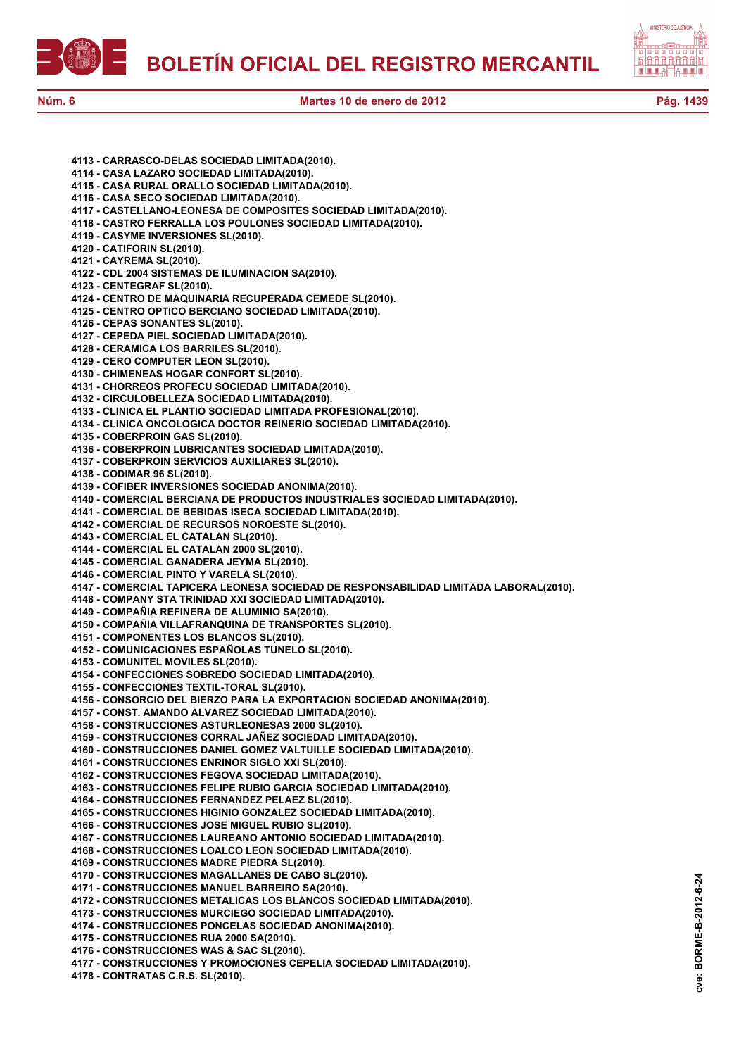**4113 - CARRASCO-DELAS SOCIEDAD LIMITADA(2010).**
**4114 - CASA LAZARO SOCIEDAD LIMITADA(2010).**
**4115 - CASA RURAL ORALLO SOCIEDAD LIMITADA(2010).**
**4116 - CASA SECO SOCIEDAD LIMITADA(2010).**
**4117 - CASTELLANO-LEONESA DE COMPOSITES SOCIEDAD LIMITADA(2010).**
**4118 - CASTRO FERRALLA LOS POULONES SOCIEDAD LIMITADA(2010).**
**4119 - CASYME INVERSIONES SL(2010).**
**4120 - CATIFORIN SL(2010).**
**4121 - CAYREMA SL(2010).**
**4122 - CDL 2004 SISTEMAS DE ILUMINACION SA(2010).**
**4123 - CENTEGRAF SL(2010).**
**4124 - CENTRO DE MAQUINARIA RECUPERADA CEMEDE SL(2010).**
**4125 - CENTRO OPTICO BERCIANO SOCIEDAD LIMITADA(2010).**
**4126 - CEPAS SONANTES SL(2010).**
**4127 - CEPEDA PIEL SOCIEDAD LIMITADA(2010).**
**4128 - CERAMICA LOS BARRILES SL(2010).**
**4129 - CERO COMPUTER LEON SL(2010).**
**4130 - CHIMENEAS HOGAR CONFORT SL(2010).**
**4131 - CHORREOS PROFECU SOCIEDAD LIMITADA(2010).**
**4132 - CIRCULOBELLEZA SOCIEDAD LIMITADA(2010).**
**4133 - CLINICA EL PLANTIO SOCIEDAD LIMITADA PROFESIONAL(2010).**
**4134 - CLINICA ONCOLOGICA DOCTOR REINERIO SOCIEDAD LIMITADA(2010).**
**4135 - COBERPROIN GAS SL(2010).**
**4136 - COBERPROIN LUBRICANTES SOCIEDAD LIMITADA(2010).**
**4137 - COBERPROIN SERVICIOS AUXILIARES SL(2010).**
**4138 - CODIMAR 96 SL(2010).**
**4139 - COFIBER INVERSIONES SOCIEDAD ANONIMA(2010).**
**4140 - COMERCIAL BERCIANA DE PRODUCTOS INDUSTRIALES SOCIEDAD LIMITADA(2010).**
**4141 - COMERCIAL DE BEBIDAS ISECA SOCIEDAD LIMITADA(2010).**
**4142 - COMERCIAL DE RECURSOS NOROESTE SL(2010).**
**4143 - COMERCIAL EL CATALAN SL(2010).**
**4144 - COMERCIAL EL CATALAN 2000 SL(2010).**
**4145 - COMERCIAL GANADERA JEYMA SL(2010).**
**4146 - COMERCIAL PINTO Y VARELA SL(2010).**
**4147 - COMERCIAL TAPICERA LEONESA SOCIEDAD DE RESPONSABILIDAD LIMITADA LABORAL(2010).**
**4148 - COMPANY STA TRINIDAD XXI SOCIEDAD LIMITADA(2010).**
**4149 - COMPAÑIA REFINERA DE ALUMINIO SA(2010).**
**4150 - COMPAÑIA VILLAFRANQUINA DE TRANSPORTES SL(2010).**
**4151 - COMPONENTES LOS BLANCOS SL(2010).**
**4152 - COMUNICACIONES ESPAÑOLAS TUNELO SL(2010).**
**4153 - COMUNITEL MOVILES SL(2010).**
**4154 - CONFECCIONES SOBREDO SOCIEDAD LIMITADA(2010).**
**4155 - CONFECCIONES TEXTIL-TORAL SL(2010).**
**4156 - CONSORCIO DEL BIERZO PARA LA EXPORTACION SOCIEDAD ANONIMA(2010).**
**4157 - CONST. AMANDO ALVAREZ SOCIEDAD LIMITADA(2010).**
**4158 - CONSTRUCCIONES ASTURLEONESAS 2000 SL(2010).**
**4159 - CONSTRUCCIONES CORRAL JAÑEZ SOCIEDAD LIMITADA(2010).**
**4160 - CONSTRUCCIONES DANIEL GOMEZ VALTUILLE SOCIEDAD LIMITADA(2010).**
**4161 - CONSTRUCCIONES ENRINOR SIGLO XXI SL(2010).**
**4162 - CONSTRUCCIONES FEGOVA SOCIEDAD LIMITADA(2010).**
**4163 - CONSTRUCCIONES FELIPE RUBIO GARCIA SOCIEDAD LIMITADA(2010).**
**4164 - CONSTRUCCIONES FERNANDEZ PELAEZ SL(2010).**
**4165 - CONSTRUCCIONES HIGINIO GONZALEZ SOCIEDAD LIMITADA(2010).**
**4166 - CONSTRUCCIONES JOSE MIGUEL RUBIO SL(2010).**
**4167 - CONSTRUCCIONES LAUREANO ANTONIO SOCIEDAD LIMITADA(2010).**
**4168 - CONSTRUCCIONES LOALCO LEON SOCIEDAD LIMITADA(2010).**
**4169 - CONSTRUCCIONES MADRE PIEDRA SL(2010).**
**4170 - CONSTRUCCIONES MAGALLANES DE CABO SL(2010).**
**4171 - CONSTRUCCIONES MANUEL BARREIRO SA(2010).**
**4172 - CONSTRUCCIONES METALICAS LOS BLANCOS SOCIEDAD LIMITADA(2010).**
**4173 - CONSTRUCCIONES MURCIEGO SOCIEDAD LIMITADA(2010).**
**4174 - CONSTRUCCIONES PONCELAS SOCIEDAD ANONIMA(2010).**
**4175 - CONSTRUCCIONES RUA 2000 SA(2010).**
**4176 - CONSTRUCCIONES WAS & SAC SL(2010).**
**4177 - CONSTRUCCIONES Y PROMOCIONES CEPELIA SOCIEDAD LIMITADA(2010).**
**4178 - CONTRATAS C.R.S. SL(2010).**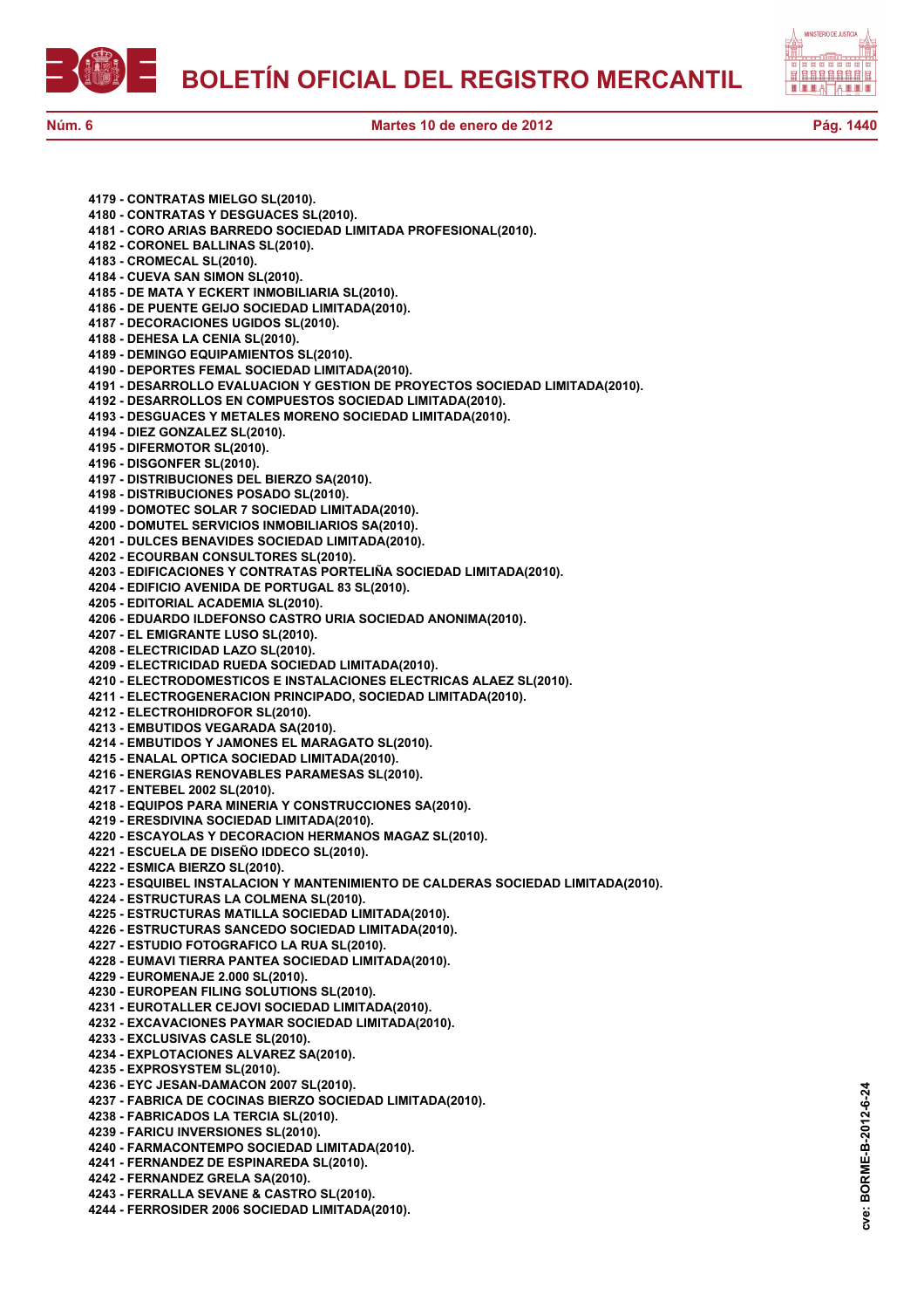**4179 - CONTRATAS MIELGO SL(2010).**
**4180 - CONTRATAS Y DESGUACES SL(2010).**
**4181 - CORO ARIAS BARREDO SOCIEDAD LIMITADA PROFESIONAL(2010).**
**4182 - CORONEL BALLINAS SL(2010).**
**4183 - CROMECAL SL(2010).**
**4184 - CUEVA SAN SIMON SL(2010).**
**4185 - DE MATA Y ECKERT INMOBILIARIA SL(2010).**
**4186 - DE PUENTE GEIJO SOCIEDAD LIMITADA(2010).**
**4187 - DECORACIONES UGIDOS SL(2010).**
**4188 - DEHESA LA CENIA SL(2010).**
**4189 - DEMINGO EQUIPAMIENTOS SL(2010).**
**4190 - DEPORTES FEMAL SOCIEDAD LIMITADA(2010).**
**4191 - DESARROLLO EVALUACION Y GESTION DE PROYECTOS SOCIEDAD LIMITADA(2010).**
**4192 - DESARROLLOS EN COMPUESTOS SOCIEDAD LIMITADA(2010).**
**4193 - DESGUACES Y METALES MORENO SOCIEDAD LIMITADA(2010).**
**4194 - DIEZ GONZALEZ SL(2010).**
**4195 - DIFERMOTOR SL(2010).**
**4196 - DISGONFER SL(2010).**
**4197 - DISTRIBUCIONES DEL BIERZO SA(2010).**
**4198 - DISTRIBUCIONES POSADO SL(2010).**
**4199 - DOMOTEC SOLAR 7 SOCIEDAD LIMITADA(2010).**
**4200 - DOMUTEL SERVICIOS INMOBILIARIOS SA(2010).**
**4201 - DULCES BENAVIDES SOCIEDAD LIMITADA(2010).**
**4202 - ECOURBAN CONSULTORES SL(2010).**
**4203 - EDIFICACIONES Y CONTRATAS PORTELIÑA SOCIEDAD LIMITADA(2010).**
**4204 - EDIFICIO AVENIDA DE PORTUGAL 83 SL(2010).**
**4205 - EDITORIAL ACADEMIA SL(2010).**
**4206 - EDUARDO ILDEFONSO CASTRO URIA SOCIEDAD ANONIMA(2010).**
**4207 - EL EMIGRANTE LUSO SL(2010).**
**4208 - ELECTRICIDAD LAZO SL(2010).**
**4209 - ELECTRICIDAD RUEDA SOCIEDAD LIMITADA(2010).**
**4210 - ELECTRODOMESTICOS E INSTALACIONES ELECTRICAS ALAEZ SL(2010).**
**4211 - ELECTROGENERACION PRINCIPADO, SOCIEDAD LIMITADA(2010).**
**4212 - ELECTROHIDROFOR SL(2010).**
**4213 - EMBUTIDOS VEGARADA SA(2010).**
**4214 - EMBUTIDOS Y JAMONES EL MARAGATO SL(2010).**
**4215 - ENALAL OPTICA SOCIEDAD LIMITADA(2010).**
**4216 - ENERGIAS RENOVABLES PARAMESAS SL(2010).**
**4217 - ENTEBEL 2002 SL(2010).**
**4218 - EQUIPOS PARA MINERIA Y CONSTRUCCIONES SA(2010).**
**4219 - ERESDIVINA SOCIEDAD LIMITADA(2010).**
**4220 - ESCAYOLAS Y DECORACION HERMANOS MAGAZ SL(2010).**
**4221 - ESCUELA DE DISEÑO IDDECO SL(2010).**
**4222 - ESMICA BIERZO SL(2010).**
**4223 - ESQUIBEL INSTALACION Y MANTENIMIENTO DE CALDERAS SOCIEDAD LIMITADA(2010).**
**4224 - ESTRUCTURAS LA COLMENA SL(2010).**
**4225 - ESTRUCTURAS MATILLA SOCIEDAD LIMITADA(2010).**
**4226 - ESTRUCTURAS SANCEDO SOCIEDAD LIMITADA(2010).**
**4227 - ESTUDIO FOTOGRAFICO LA RUA SL(2010).**
**4228 - EUMAVI TIERRA PANTEA SOCIEDAD LIMITADA(2010).**
**4229 - EUROMENAJE 2.000 SL(2010).**
**4230 - EUROPEAN FILING SOLUTIONS SL(2010).**
**4231 - EUROTALLER CEJOVI SOCIEDAD LIMITADA(2010).**
**4232 - EXCAVACIONES PAYMAR SOCIEDAD LIMITADA(2010).**
**4233 - EXCLUSIVAS CASLE SL(2010).**
**4234 - EXPLOTACIONES ALVAREZ SA(2010).**
**4235 - EXPROSYSTEM SL(2010).**
**4236 - EYC JESAN-DAMACON 2007 SL(2010).**
**4237 - FABRICA DE COCINAS BIERZO SOCIEDAD LIMITADA(2010).**
**4238 - FABRICADOS LA TERCIA SL(2010).**
**4239 - FARICU INVERSIONES SL(2010).**
**4240 - FARMACONTEMPO SOCIEDAD LIMITADA(2010).**
**4241 - FERNANDEZ DE ESPINAREDA SL(2010).**
**4242 - FERNANDEZ GRELA SA(2010).**
**4243 - FERRALLA SEVANE & CASTRO SL(2010).**
**4244 - FERROSIDER 2006 SOCIEDAD LIMITADA(2010).**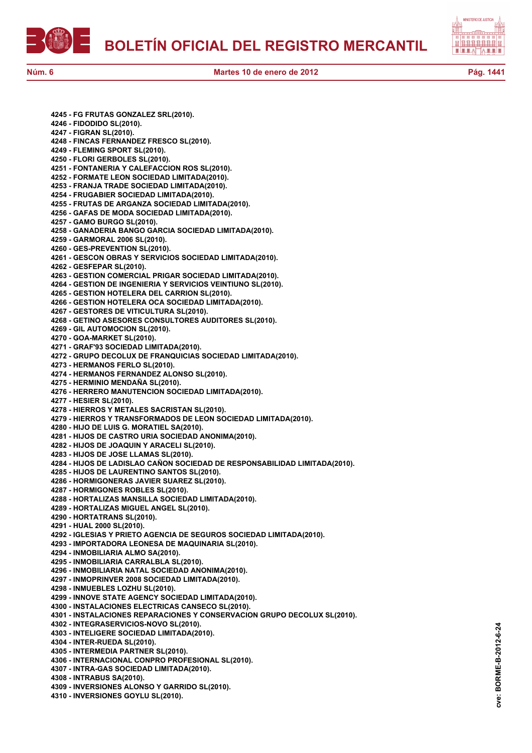**4245 - FG FRUTAS GONZALEZ SRL(2010).**
**4246 - FIDODIDO SL(2010).**
**4247 - FIGRAN SL(2010).**
**4248 - FINCAS FERNANDEZ FRESCO SL(2010).**
**4249 - FLEMING SPORT SL(2010).**
**4250 - FLORI GERBOLES SL(2010).**
**4251 - FONTANERIA Y CALEFACCION ROS SL(2010).**
**4252 - FORMATE LEON SOCIEDAD LIMITADA(2010).**
**4253 - FRANJA TRADE SOCIEDAD LIMITADA(2010).**
**4254 - FRUGABIER SOCIEDAD LIMITADA(2010).**
**4255 - FRUTAS DE ARGANZA SOCIEDAD LIMITADA(2010).**
**4256 - GAFAS DE MODA SOCIEDAD LIMITADA(2010).**
**4257 - GAMO BURGO SL(2010).**
**4258 - GANADERIA BANGO GARCIA SOCIEDAD LIMITADA(2010).**
**4259 - GARMORAL 2006 SL(2010).**
**4260 - GES-PREVENTION SL(2010).**
**4261 - GESCON OBRAS Y SERVICIOS SOCIEDAD LIMITADA(2010).**
**4262 - GESFEPAR SL(2010).**
**4263 - GESTION COMERCIAL PRIGAR SOCIEDAD LIMITADA(2010).**
**4264 - GESTION DE INGENIERIA Y SERVICIOS VEINTIUNO SL(2010).**
**4265 - GESTION HOTELERA DEL CARRION SL(2010).**
**4266 - GESTION HOTELERA OCA SOCIEDAD LIMITADA(2010).**
**4267 - GESTORES DE VITICULTURA SL(2010).**
**4268 - GETINO ASESORES CONSULTORES AUDITORES SL(2010).**
**4269 - GIL AUTOMOCION SL(2010).**
**4270 - GOA-MARKET SL(2010).**
**4271 - GRAF'93 SOCIEDAD LIMITADA(2010).**
**4272 - GRUPO DECOLUX DE FRANQUICIAS SOCIEDAD LIMITADA(2010).**
**4273 - HERMANOS FERLO SL(2010).**
**4274 - HERMANOS FERNANDEZ ALONSO SL(2010).**
**4275 - HERMINIO MENDAÑA SL(2010).**
**4276 - HERRERO MANUTENCION SOCIEDAD LIMITADA(2010).**
**4277 - HESIER SL(2010).**
**4278 - HIERROS Y METALES SACRISTAN SL(2010).**
**4279 - HIERROS Y TRANSFORMADOS DE LEON SOCIEDAD LIMITADA(2010).**
**4280 - HIJO DE LUIS G. MORATIEL SA(2010).**
**4281 - HIJOS DE CASTRO URIA SOCIEDAD ANONIMA(2010).**
**4282 - HIJOS DE JOAQUIN Y ARACELI SL(2010).**
**4283 - HIJOS DE JOSE LLAMAS SL(2010).**
**4284 - HIJOS DE LADISLAO CAÑON SOCIEDAD DE RESPONSABILIDAD LIMITADA(2010).**
**4285 - HIJOS DE LAURENTINO SANTOS SL(2010).**
**4286 - HORMIGONERAS JAVIER SUAREZ SL(2010).**
**4287 - HORMIGONES ROBLES SL(2010).**
**4288 - HORTALIZAS MANSILLA SOCIEDAD LIMITADA(2010).**
**4289 - HORTALIZAS MIGUEL ANGEL SL(2010).**
**4290 - HORTATRANS SL(2010).**
**4291 - HUAL 2000 SL(2010).**
**4292 - IGLESIAS Y PRIETO AGENCIA DE SEGUROS SOCIEDAD LIMITADA(2010).**
**4293 - IMPORTADORA LEONESA DE MAQUINARIA SL(2010).**
**4294 - INMOBILIARIA ALMO SA(2010).**
**4295 - INMOBILIARIA CARRALBLA SL(2010).**
**4296 - INMOBILIARIA NATAL SOCIEDAD ANONIMA(2010).**
**4297 - INMOPRINVER 2008 SOCIEDAD LIMITADA(2010).**
**4298 - INMUEBLES LOZHU SL(2010).**
**4299 - INNOVE STATE AGENCY SOCIEDAD LIMITADA(2010).**
**4300 - INSTALACIONES ELECTRICAS CANSECO SL(2010).**
**4301 - INSTALACIONES REPARACIONES Y CONSERVACION GRUPO DECOLUX SL(2010).**
**4302 - INTEGRASERVICIOS-NOVO SL(2010).**
**4303 - INTELIGERE SOCIEDAD LIMITADA(2010).**
**4304 - INTER-RUEDA SL(2010).**
**4305 - INTERMEDIA PARTNER SL(2010).**
**4306 - INTERNACIONAL CONPRO PROFESIONAL SL(2010).**
**4307 - INTRA-GAS SOCIEDAD LIMITADA(2010).**
**4308 - INTRABUS SA(2010).**
**4309 - INVERSIONES ALONSO Y GARRIDO SL(2010).**
**4310 - INVERSIONES GOYLU SL(2010).**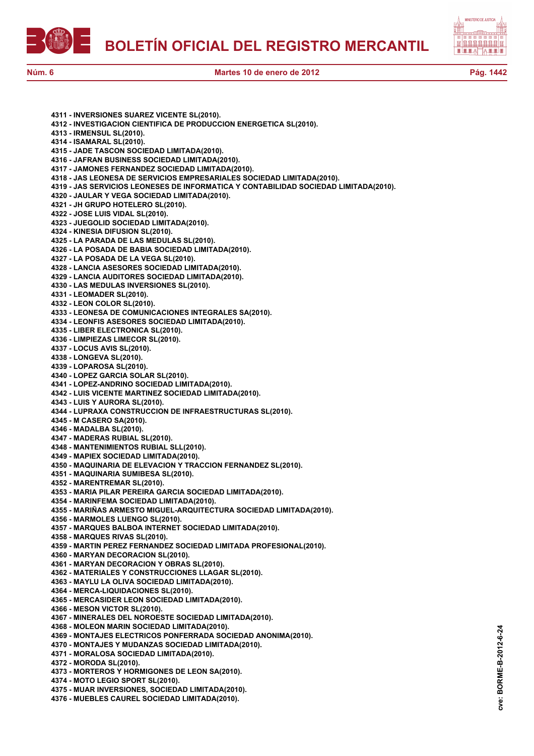**4311 - INVERSIONES SUAREZ VICENTE SL(2010).**
**4312 - INVESTIGACION CIENTIFICA DE PRODUCCION ENERGETICA SL(2010).**
**4313 - IRMENSUL SL(2010).**
**4314 - ISAMARAL SL(2010).**
**4315 - JADE TASCON SOCIEDAD LIMITADA(2010).**
**4316 - JAFRAN BUSINESS SOCIEDAD LIMITADA(2010).**
**4317 - JAMONES FERNANDEZ SOCIEDAD LIMITADA(2010).**
**4318 - JAS LEONESA DE SERVICIOS EMPRESARIALES SOCIEDAD LIMITADA(2010).**
**4319 - JAS SERVICIOS LEONESES DE INFORMATICA Y CONTABILIDAD SOCIEDAD LIMITADA(2010).**
**4320 - JAULAR Y VEGA SOCIEDAD LIMITADA(2010).**
**4321 - JH GRUPO HOTELERO SL(2010).**
**4322 - JOSE LUIS VIDAL SL(2010).**
**4323 - JUEGOLID SOCIEDAD LIMITADA(2010).**
**4324 - KINESIA DIFUSION SL(2010).**
**4325 - LA PARADA DE LAS MEDULAS SL(2010).**
**4326 - LA POSADA DE BABIA SOCIEDAD LIMITADA(2010).**
**4327 - LA POSADA DE LA VEGA SL(2010).**
**4328 - LANCIA ASESORES SOCIEDAD LIMITADA(2010).**
**4329 - LANCIA AUDITORES SOCIEDAD LIMITADA(2010).**
**4330 - LAS MEDULAS INVERSIONES SL(2010).**
**4331 - LEOMADER SL(2010).**
**4332 - LEON COLOR SL(2010).**
**4333 - LEONESA DE COMUNICACIONES INTEGRALES SA(2010).**
**4334 - LEONFIS ASESORES SOCIEDAD LIMITADA(2010).**
**4335 - LIBER ELECTRONICA SL(2010).**
**4336 - LIMPIEZAS LIMECOR SL(2010).**
**4337 - LOCUS AVIS SL(2010).**
**4338 - LONGEVA SL(2010).**
**4339 - LOPAROSA SL(2010).**
**4340 - LOPEZ GARCIA SOLAR SL(2010).**
**4341 - LOPEZ-ANDRINO SOCIEDAD LIMITADA(2010).**
**4342 - LUIS VICENTE MARTINEZ SOCIEDAD LIMITADA(2010).**
**4343 - LUIS Y AURORA SL(2010).**
**4344 - LUPRAXA CONSTRUCCION DE INFRAESTRUCTURAS SL(2010).**
**4345 - M CASERO SA(2010).**
**4346 - MADALBA SL(2010).**
**4347 - MADERAS RUBIAL SL(2010).**
**4348 - MANTENIMIENTOS RUBIAL SLL(2010).**
**4349 - MAPIEX SOCIEDAD LIMITADA(2010).**
**4350 - MAQUINARIA DE ELEVACION Y TRACCION FERNANDEZ SL(2010).**
**4351 - MAQUINARIA SUMIBESA SL(2010).**
**4352 - MARENTREMAR SL(2010).**
**4353 - MARIA PILAR PEREIRA GARCIA SOCIEDAD LIMITADA(2010).**
**4354 - MARINFEMA SOCIEDAD LIMITADA(2010).**
**4355 - MARIÑAS ARMESTO MIGUEL-ARQUITECTURA SOCIEDAD LIMITADA(2010).**
**4356 - MARMOLES LUENGO SL(2010).**
**4357 - MARQUES BALBOA INTERNET SOCIEDAD LIMITADA(2010).**
**4358 - MARQUES RIVAS SL(2010).**
**4359 - MARTIN PEREZ FERNANDEZ SOCIEDAD LIMITADA PROFESIONAL(2010).**
**4360 - MARYAN DECORACION SL(2010).**
**4361 - MARYAN DECORACION Y OBRAS SL(2010).**
**4362 - MATERIALES Y CONSTRUCCIONES LLAGAR SL(2010).**
**4363 - MAYLU LA OLIVA SOCIEDAD LIMITADA(2010).**
**4364 - MERCA-LIQUIDACIONES SL(2010).**
**4365 - MERCASIDER LEON SOCIEDAD LIMITADA(2010).**
**4366 - MESON VICTOR SL(2010).**
**4367 - MINERALES DEL NOROESTE SOCIEDAD LIMITADA(2010).**
**4368 - MOLEON MARIN SOCIEDAD LIMITADA(2010).**
**4369 - MONTAJES ELECTRICOS PONFERRADA SOCIEDAD ANONIMA(2010).**
**4370 - MONTAJES Y MUDANZAS SOCIEDAD LIMITADA(2010).**
**4371 - MORALOSA SOCIEDAD LIMITADA(2010).**
**4372 - MORODA SL(2010).**
**4373 - MORTEROS Y HORMIGONES DE LEON SA(2010).**
**4374 - MOTO LEGIO SPORT SL(2010).**
**4375 - MUAR INVERSIONES, SOCIEDAD LIMITADA(2010).**
**4376 - MUEBLES CAUREL SOCIEDAD LIMITADA(2010).**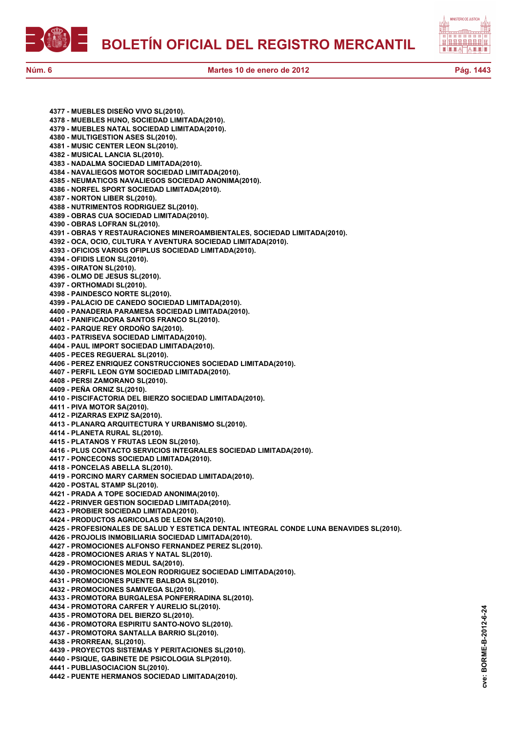**4377 - MUEBLES DISEÑO VIVO SL(2010).**
**4378 - MUEBLES HUNO, SOCIEDAD LIMITADA(2010).**
**4379 - MUEBLES NATAL SOCIEDAD LIMITADA(2010).**
**4380 - MULTIGESTION ASES SL(2010).**
**4381 - MUSIC CENTER LEON SL(2010).**
**4382 - MUSICAL LANCIA SL(2010).**
**4383 - NADALMA SOCIEDAD LIMITADA(2010).**
**4384 - NAVALIEGOS MOTOR SOCIEDAD LIMITADA(2010).**
**4385 - NEUMATICOS NAVALIEGOS SOCIEDAD ANONIMA(2010).**
**4386 - NORFEL SPORT SOCIEDAD LIMITADA(2010).**
**4387 - NORTON LIBER SL(2010).**
**4388 - NUTRIMENTOS RODRIGUEZ SL(2010).**
**4389 - OBRAS CUA SOCIEDAD LIMITADA(2010).**
**4390 - OBRAS LOFRAN SL(2010).**
**4391 - OBRAS Y RESTAURACIONES MINEROAMBIENTALES, SOCIEDAD LIMITADA(2010).**
**4392 - OCA, OCIO, CULTURA Y AVENTURA SOCIEDAD LIMITADA(2010).**
**4393 - OFICIOS VARIOS OFIPLUS SOCIEDAD LIMITADA(2010).**
**4394 - OFIDIS LEON SL(2010).**
**4395 - OIRATON SL(2010).**
**4396 - OLMO DE JESUS SL(2010).**
**4397 - ORTHOMADI SL(2010).**
**4398 - PAINDESCO NORTE SL(2010).**
**4399 - PALACIO DE CANEDO SOCIEDAD LIMITADA(2010).**
**4400 - PANADERIA PARAMESA SOCIEDAD LIMITADA(2010).**
**4401 - PANIFICADORA SANTOS FRANCO SL(2010).**
**4402 - PARQUE REY ORDOÑO SA(2010).**
**4403 - PATRISEVA SOCIEDAD LIMITADA(2010).**
**4404 - PAUL IMPORT SOCIEDAD LIMITADA(2010).**
**4405 - PECES REGUERAL SL(2010).**
**4406 - PEREZ ENRIQUEZ CONSTRUCCIONES SOCIEDAD LIMITADA(2010).**
**4407 - PERFIL LEON GYM SOCIEDAD LIMITADA(2010).**
**4408 - PERSI ZAMORANO SL(2010).**
**4409 - PEÑA ORNIZ SL(2010).**
**4410 - PISCIFACTORIA DEL BIERZO SOCIEDAD LIMITADA(2010).**
**4411 - PIVA MOTOR SA(2010).**
**4412 - PIZARRAS EXPIZ SA(2010).**
**4413 - PLANARQ ARQUITECTURA Y URBANISMO SL(2010).**
**4414 - PLANETA RURAL SL(2010).**
**4415 - PLATANOS Y FRUTAS LEON SL(2010).**
**4416 - PLUS CONTACTO SERVICIOS INTEGRALES SOCIEDAD LIMITADA(2010).**
**4417 - PONCECONS SOCIEDAD LIMITADA(2010).**
**4418 - PONCELAS ABELLA SL(2010).**
**4419 - PORCINO MARY CARMEN SOCIEDAD LIMITADA(2010).**
**4420 - POSTAL STAMP SL(2010).**
**4421 - PRADA A TOPE SOCIEDAD ANONIMA(2010).**
**4422 - PRINVER GESTION SOCIEDAD LIMITADA(2010).**
**4423 - PROBIER SOCIEDAD LIMITADA(2010).**
**4424 - PRODUCTOS AGRICOLAS DE LEON SA(2010).**
**4425 - PROFESIONALES DE SALUD Y ESTETICA DENTAL INTEGRAL CONDE LUNA BENAVIDES SL(2010).**
**4426 - PROJOLIS INMOBILIARIA SOCIEDAD LIMITADA(2010).**
**4427 - PROMOCIONES ALFONSO FERNANDEZ PEREZ SL(2010).**
**4428 - PROMOCIONES ARIAS Y NATAL SL(2010).**
**4429 - PROMOCIONES MEDUL SA(2010).**
**4430 - PROMOCIONES MOLEON RODRIGUEZ SOCIEDAD LIMITADA(2010).**
**4431 - PROMOCIONES PUENTE BALBOA SL(2010).**
**4432 - PROMOCIONES SAMIVEGA SL(2010).**
**4433 - PROMOTORA BURGALESA PONFERRADINA SL(2010).**
**4434 - PROMOTORA CARFER Y AURELIO SL(2010).**
**4435 - PROMOTORA DEL BIERZO SL(2010).**
**4436 - PROMOTORA ESPIRITU SANTO-NOVO SL(2010).**
**4437 - PROMOTORA SANTALLA BARRIO SL(2010).**
**4438 - PRORREAN, SL(2010).**
**4439 - PROYECTOS SISTEMAS Y PERITACIONES SL(2010).**
**4440 - PSIQUE, GABINETE DE PSICOLOGIA SLP(2010).**
**4441 - PUBLIASOCIACION SL(2010).**
**4442 - PUENTE HERMANOS SOCIEDAD LIMITADA(2010).**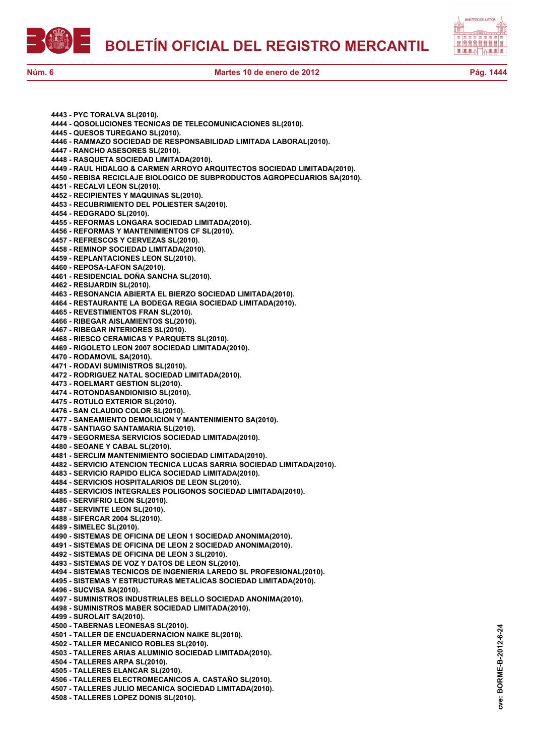**4443 - PYC TORALVA SL(2010).**
**4444 - QOSOLUCIONES TECNICAS DE TELECOMUNICACIONES SL(2010).**
**4445 - QUESOS TUREGANO SL(2010).**
**4446 - RAMMAZO SOCIEDAD DE RESPONSABILIDAD LIMITADA LABORAL(2010).**
**4447 - RANCHO ASESORES SL(2010).**
**4448 - RASQUETA SOCIEDAD LIMITADA(2010).**
**4449 - RAUL HIDALGO & CARMEN ARROYO ARQUITECTOS SOCIEDAD LIMITADA(2010).**
**4450 - REBISA RECICLAJE BIOLOGICO DE SUBPRODUCTOS AGROPECUARIOS SA(2010).**
**4451 - RECALVI LEON SL(2010).**
**4452 - RECIPIENTES Y MAQUINAS SL(2010).**
**4453 - RECUBRIMIENTO DEL POLIESTER SA(2010).**
**4454 - REDGRADO SL(2010).**
**4455 - REFORMAS LONGARA SOCIEDAD LIMITADA(2010).**
**4456 - REFORMAS Y MANTENIMIENTOS CF SL(2010).**
**4457 - REFRESCOS Y CERVEZAS SL(2010).**
**4458 - REMINOP SOCIEDAD LIMITADA(2010).**
**4459 - REPLANTACIONES LEON SL(2010).**
**4460 - REPOSA-LAFON SA(2010).**
**4461 - RESIDENCIAL DOÑA SANCHA SL(2010).**
**4462 - RESIJARDIN SL(2010).**
**4463 - RESONANCIA ABIERTA EL BIERZO SOCIEDAD LIMITADA(2010).**
**4464 - RESTAURANTE LA BODEGA REGIA SOCIEDAD LIMITADA(2010).**
**4465 - REVESTIMIENTOS FRAN SL(2010).**
**4466 - RIBEGAR AISLAMIENTOS SL(2010).**
**4467 - RIBEGAR INTERIORES SL(2010).**
**4468 - RIESCO CERAMICAS Y PARQUETS SL(2010).**
**4469 - RIGOLETO LEON 2007 SOCIEDAD LIMITADA(2010).**
**4470 - RODAMOVIL SA(2010).**
**4471 - RODAVI SUMINISTROS SL(2010).**
**4472 - RODRIGUEZ NATAL SOCIEDAD LIMITADA(2010).**
**4473 - ROELMART GESTION SL(2010).**
**4474 - ROTONDASANDIONISIO SL(2010).**
**4475 - ROTULO EXTERIOR SL(2010).**
**4476 - SAN CLAUDIO COLOR SL(2010).**
**4477 - SANEAMIENTO DEMOLICION Y MANTENIMIENTO SA(2010).**
**4478 - SANTIAGO SANTAMARIA SL(2010).**
**4479 - SEGORMESA SERVICIOS SOCIEDAD LIMITADA(2010).**
**4480 - SEOANE Y CABAL SL(2010).**
**4481 - SERCLIM MANTENIMIENTO SOCIEDAD LIMITADA(2010).**
**4482 - SERVICIO ATENCION TECNICA LUCAS SARRIA SOCIEDAD LIMITADA(2010).**
**4483 - SERVICIO RAPIDO ELICA SOCIEDAD LIMITADA(2010).**
**4484 - SERVICIOS HOSPITALARIOS DE LEON SL(2010).**
**4485 - SERVICIOS INTEGRALES POLIGONOS SOCIEDAD LIMITADA(2010).**
**4486 - SERVIFRIO LEON SL(2010).**
**4487 - SERVINTE LEON SL(2010).**
**4488 - SIFERCAR 2004 SL(2010).**
**4489 - SIMELEC SL(2010).**
**4490 - SISTEMAS DE OFICINA DE LEON 1 SOCIEDAD ANONIMA(2010).**
**4491 - SISTEMAS DE OFICINA DE LEON 2 SOCIEDAD ANONIMA(2010).**
**4492 - SISTEMAS DE OFICINA DE LEON 3 SL(2010).**
**4493 - SISTEMAS DE VOZ Y DATOS DE LEON SL(2010).**
**4494 - SISTEMAS TECNICOS DE INGENIERIA LAREDO SL PROFESIONAL(2010).**
**4495 - SISTEMAS Y ESTRUCTURAS METALICAS SOCIEDAD LIMITADA(2010).**
**4496 - SUCVISA SA(2010).**
**4497 - SUMINISTROS INDUSTRIALES BELLO SOCIEDAD ANONIMA(2010).**
**4498 - SUMINISTROS MABER SOCIEDAD LIMITADA(2010).**
**4499 - SUROLAIT SA(2010).**
**4500 - TABERNAS LEONESAS SL(2010).**
**4501 - TALLER DE ENCUADERNACION NAIKE SL(2010).**
**4502 - TALLER MECANICO ROBLES SL(2010).**
**4503 - TALLERES ARIAS ALUMINIO SOCIEDAD LIMITADA(2010).**
**4504 - TALLERES ARPA SL(2010).**
**4505 - TALLERES ELANCAR SL(2010).**
**4506 - TALLERES ELECTROMECANICOS A. CASTAÑO SL(2010).**
**4507 - TALLERES JULIO MECANICA SOCIEDAD LIMITADA(2010).**
**4508 - TALLERES LOPEZ DONIS SL(2010).**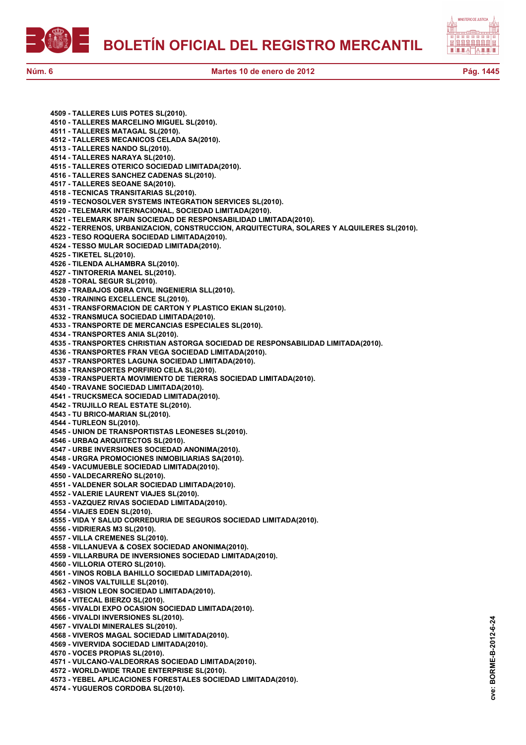**4509 - TALLERES LUIS POTES SL(2010).**
**4510 - TALLERES MARCELINO MIGUEL SL(2010).**
**4511 - TALLERES MATAGAL SL(2010).**
**4512 - TALLERES MECANICOS CELADA SA(2010).**
**4513 - TALLERES NANDO SL(2010).**
**4514 - TALLERES NARAYA SL(2010).**
**4515 - TALLERES OTERICO SOCIEDAD LIMITADA(2010).**
**4516 - TALLERES SANCHEZ CADENAS SL(2010).**
**4517 - TALLERES SEOANE SA(2010).**
**4518 - TECNICAS TRANSITARIAS SL(2010).**
**4519 - TECNOSOLVER SYSTEMS INTEGRATION SERVICES SL(2010).**
**4520 - TELEMARK INTERNACIONAL, SOCIEDAD LIMITADA(2010).**
**4521 - TELEMARK SPAIN SOCIEDAD DE RESPONSABILIDAD LIMITADA(2010).**
**4522 - TERRENOS, URBANIZACION, CONSTRUCCION, ARQUITECTURA, SOLARES Y ALQUILERES SL(2010).**
**4523 - TESO ROQUERA SOCIEDAD LIMITADA(2010).**
**4524 - TESSO MULAR SOCIEDAD LIMITADA(2010).**
**4525 - TIKETEL SL(2010).**
**4526 - TILENDA ALHAMBRA SL(2010).**
**4527 - TINTORERIA MANEL SL(2010).**
**4528 - TORAL SEGUR SL(2010).**
**4529 - TRABAJOS OBRA CIVIL INGENIERIA SLL(2010).**
**4530 - TRAINING EXCELLENCE SL(2010).**
**4531 - TRANSFORMACION DE CARTON Y PLASTICO EKIAN SL(2010).**
**4532 - TRANSMUCA SOCIEDAD LIMITADA(2010).**
**4533 - TRANSPORTE DE MERCANCIAS ESPECIALES SL(2010).**
**4534 - TRANSPORTES ANIA SL(2010).**
**4535 - TRANSPORTES CHRISTIAN ASTORGA SOCIEDAD DE RESPONSABILIDAD LIMITADA(2010).**
**4536 - TRANSPORTES FRAN VEGA SOCIEDAD LIMITADA(2010).**
**4537 - TRANSPORTES LAGUNA SOCIEDAD LIMITADA(2010).**
**4538 - TRANSPORTES PORFIRIO CELA SL(2010).**
**4539 - TRANSPUERTA MOVIMIENTO DE TIERRAS SOCIEDAD LIMITADA(2010).**
**4540 - TRAVANE SOCIEDAD LIMITADA(2010).**
**4541 - TRUCKSMECA SOCIEDAD LIMITADA(2010).**
**4542 - TRUJILLO REAL ESTATE SL(2010).**
**4543 - TU BRICO-MARIAN SL(2010).**
**4544 - TURLEON SL(2010).**
**4545 - UNION DE TRANSPORTISTAS LEONESES SL(2010).**
**4546 - URBAQ ARQUITECTOS SL(2010).**
**4547 - URBE INVERSIONES SOCIEDAD ANONIMA(2010).**
**4548 - URGRA PROMOCIONES INMOBILIARIAS SA(2010).**
**4549 - VACUMUEBLE SOCIEDAD LIMITADA(2010).**
**4550 - VALDECARREÑO SL(2010).**
**4551 - VALDENER SOLAR SOCIEDAD LIMITADA(2010).**
**4552 - VALERIE LAURENT VIAJES SL(2010).**
**4553 - VAZQUEZ RIVAS SOCIEDAD LIMITADA(2010).**
**4554 - VIAJES EDEN SL(2010).**
**4555 - VIDA Y SALUD CORREDURIA DE SEGUROS SOCIEDAD LIMITADA(2010).**
**4556 - VIDRIERAS M3 SL(2010).**
**4557 - VILLA CREMENES SL(2010).**
**4558 - VILLANUEVA & COSEX SOCIEDAD ANONIMA(2010).**
**4559 - VILLARBURA DE INVERSIONES SOCIEDAD LIMITADA(2010).**
**4560 - VILLORIA OTERO SL(2010).**
**4561 - VINOS ROBLA BAHILLO SOCIEDAD LIMITADA(2010).**
**4562 - VINOS VALTUILLE SL(2010).**
**4563 - VISION LEON SOCIEDAD LIMITADA(2010).**
**4564 - VITECAL BIERZO SL(2010).**
**4565 - VIVALDI EXPO OCASION SOCIEDAD LIMITADA(2010).**
**4566 - VIVALDI INVERSIONES SL(2010).**
**4567 - VIVALDI MINERALES SL(2010).**
**4568 - VIVEROS MAGAL SOCIEDAD LIMITADA(2010).**
**4569 - VIVERVIDA SOCIEDAD LIMITADA(2010).**
**4570 - VOCES PROPIAS SL(2010).**
**4571 - VULCANO-VALDEORRAS SOCIEDAD LIMITADA(2010).**
**4572 - WORLD-WIDE TRADE ENTERPRISE SL(2010).**
**4573 - YEBEL APLICACIONES FORESTALES SOCIEDAD LIMITADA(2010).**
**4574 - YUGUEROS CORDOBA SL(2010).**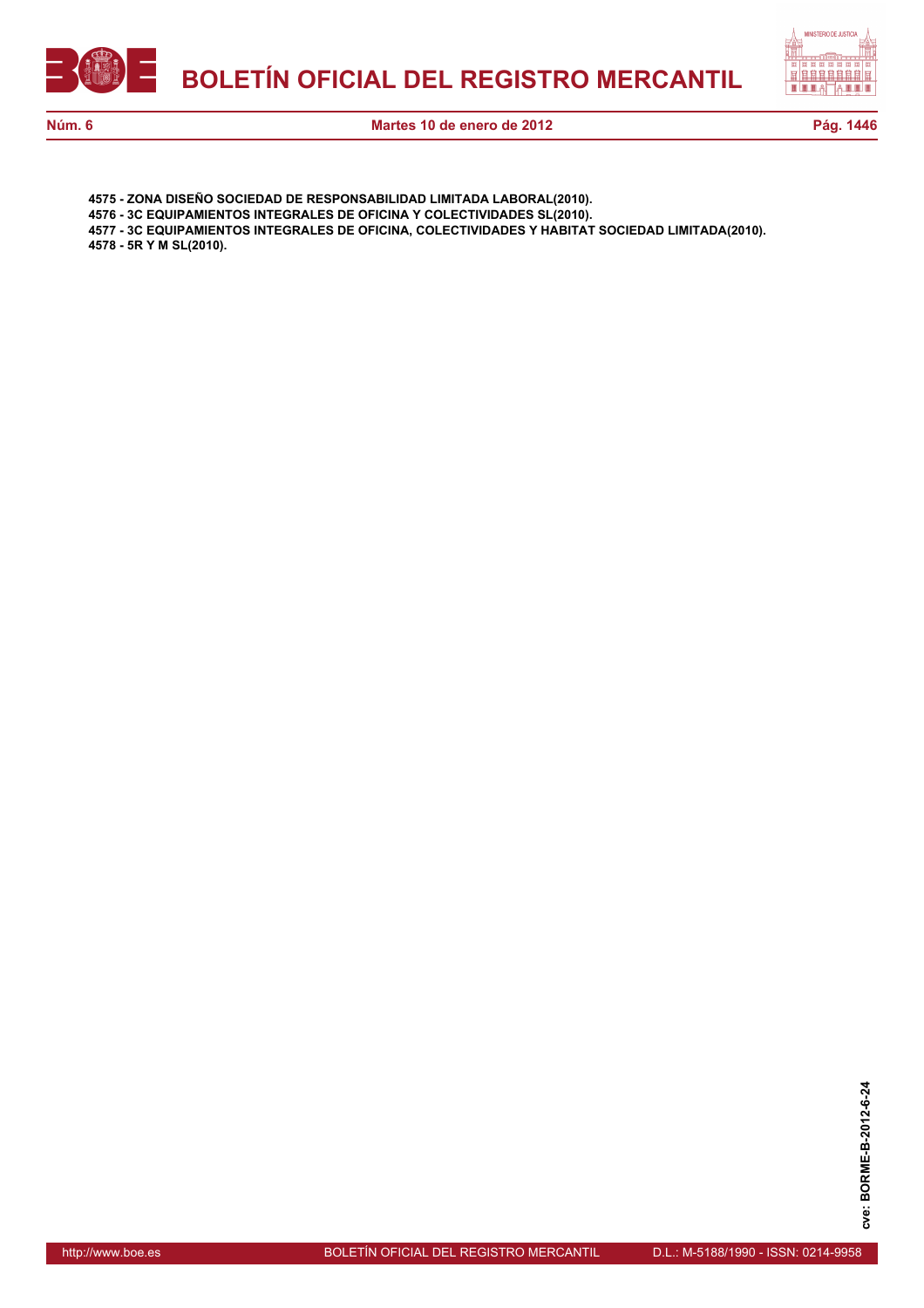**4575 - ZONA DISEÑO SOCIEDAD DE RESPONSABILIDAD LIMITADA LABORAL(2010).**

**4576 - 3C EQUIPAMIENTOS INTEGRALES DE OFICINA Y COLECTIVIDADES SL(2010).**

**4577 - 3C EQUIPAMIENTOS INTEGRALES DE OFICINA, COLECTIVIDADES Y HABITAT SOCIEDAD LIMITADA(2010).**

**4578 - 5R Y M SL(2010).**